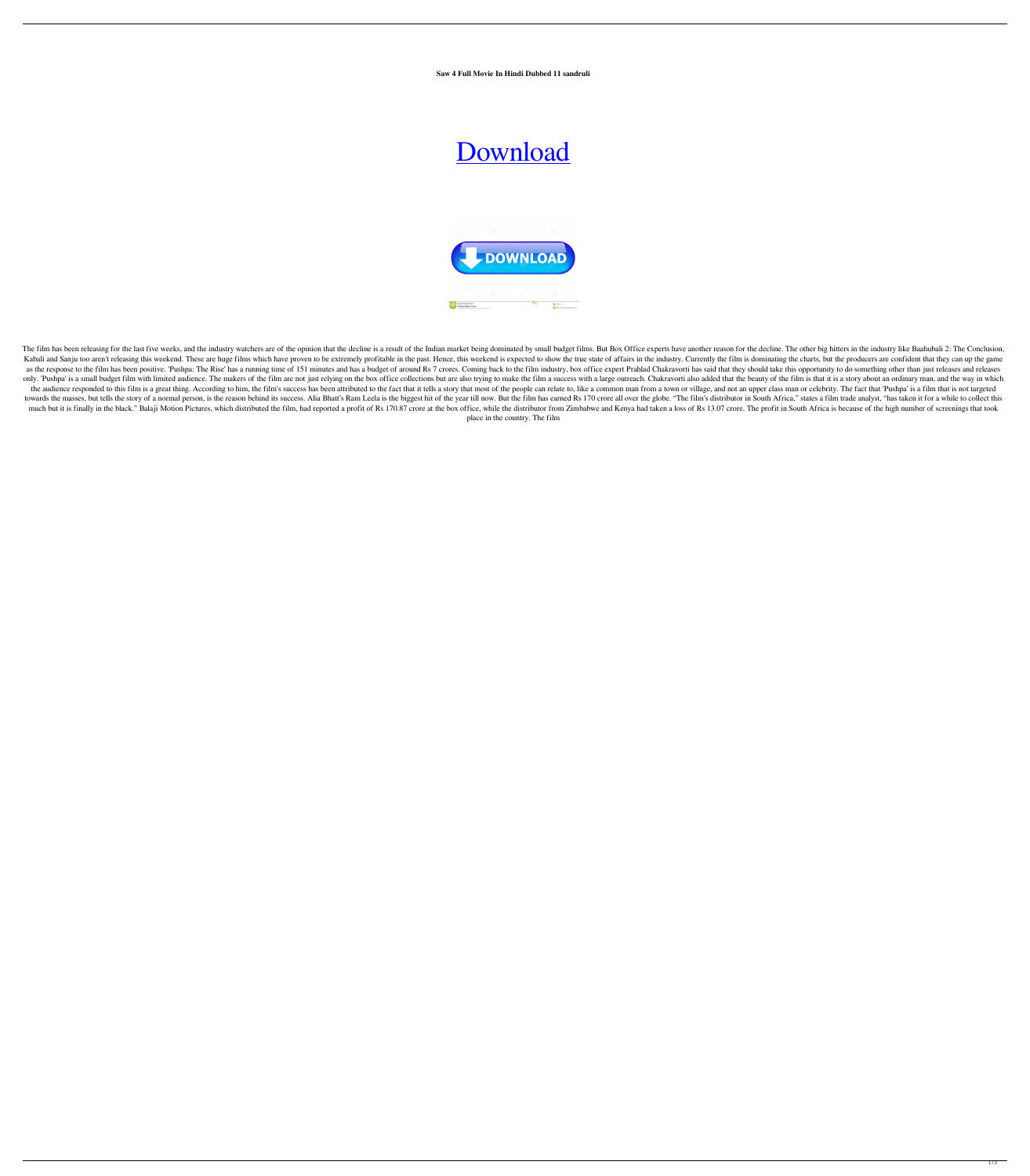**Saw 4 Full Movie In Hindi Dubbed 11 sandruli**

# Download

The film has been releasing for the last five weeks, and the industry watchers are of the opinion that the decline is a result of the Indian market being dominated by small budget films. But Box Office experts have another reason for the decline. The other big hitters in the industry like Baahubali 2: The Conclusion, Kabali and Sanju too aren't releasing this weekend. These are huge films which have proven to be extremely profitable in the past. Hence, this weekend is expected to show the true state of affairs in the industry. Currently the film is dominating the charts, but the producers are confident that they can up the game as the response to the film has been positive. 'Pushpa: The Rise' has a running time of 151 minutes and has a budget of around Rs 7 crores. Coming back to the film industry, box office expert Prahlad Chakravorti has said that they should take this opportunity to do something other than just releases and releases only. 'Pushpa' is a small budget film with limited audience. The makers of the film are not just relying on the box office collections but are also trying to make the film a success with a large outreach. Chakravorti also added that the beauty of the film is that it is a story about an ordinary man, and the way in which the audience responded to this film is a great thing. According to him, the film's success has been attributed to the fact that it tells a story that most of the people can relate to, like a common man from a town or village, and not an upper class man or celebrity. The fact that 'Pushpa' is a film that is not targeted towards the masses, but tells the story of a normal person, is the reason behind its success. Alia Bhatt's Ram Leela is the biggest hit of the year till now. But the film has earned Rs 170 crore all over the globe. "The film's distributor in South Africa," states a film trade analyst, "has taken it for a while to collect this much but it is finally in the black." Balaji Motion Pictures, which distributed the film, had reported a profit of Rs 170.87 crore at the box office, while the distributor from Zimbabwe and Kenya had taken a loss of Rs 13.07 crore. The profit in South Africa is because of the high number of screenings that took place in the country. The film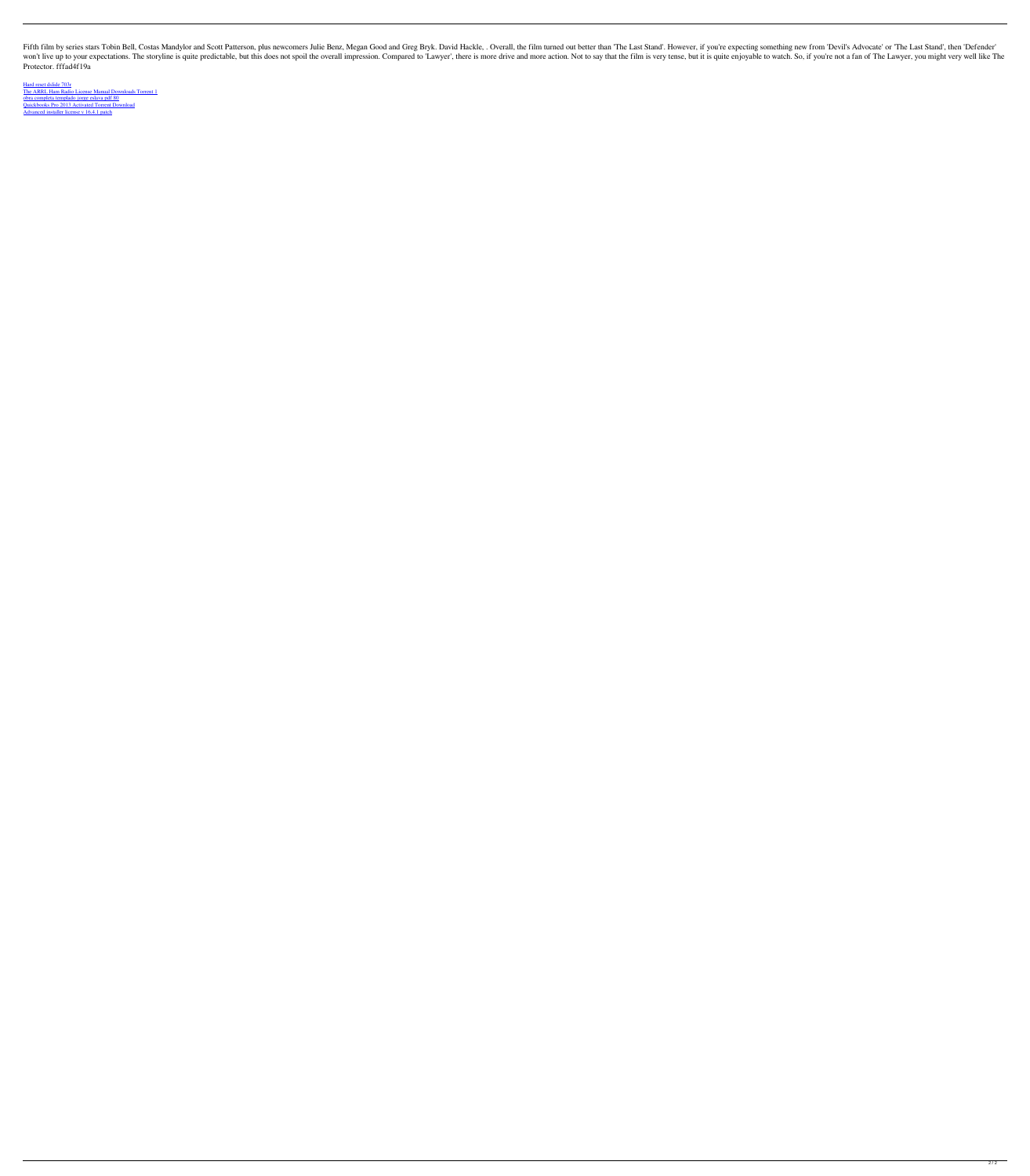Fifth film by series stars Tobin Bell, Costas Mandylor and Scott Patterson, plus newcomers Julie Benz, Megan Good and Greg Bryk. David Hackle, . Overall, the film turned out better than 'The Last Stand'. However, if you're expecting something new from 'Devil's Advocate' or 'The Last Stand', then 'Defender' won't live up to your expectations. The storyline is quite predictable, but this does not spoil the overall impression. Compared to 'Lawyer', there is more drive and more action. Not to say that the film is very tense, but it is quite enjoyable to watch. So, if you're not a fan of The Lawyer, you might very well like The Protector. fffad4f19a

Hard reset dslide 703r
The ARRL Ham Radio License Manual Downloads Torrent 1
obra completa templado jorge eslava pdf 80
Quickbooks Pro 2013 Activated Torrent Download
Advanced installer license v 16.4.1 patch